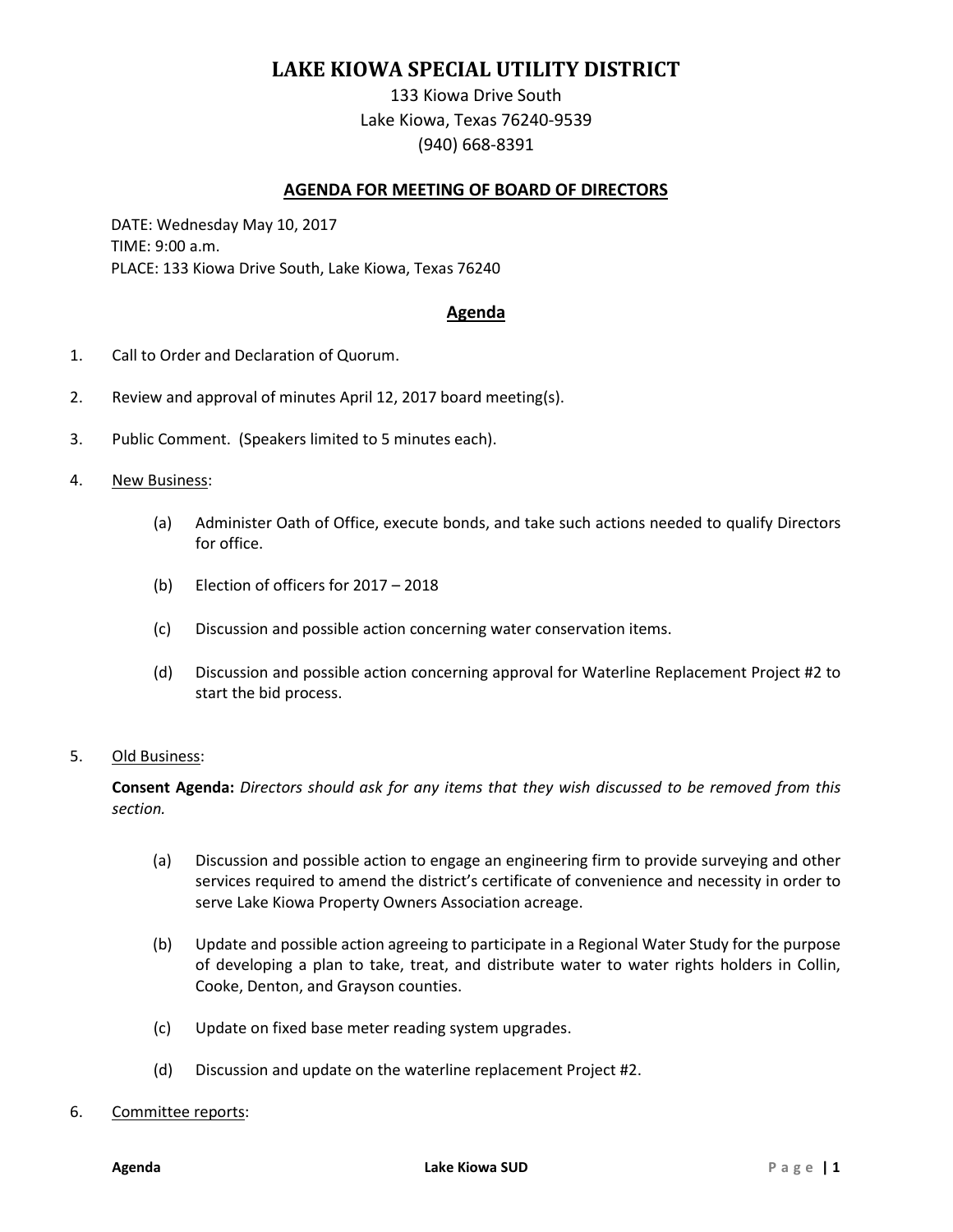# LAKE KIOWA SPECIAL UTILITY DISTRICT

133 Kiowa Drive South
Lake Kiowa, Texas 76240-9539
(940) 668-8391

## AGENDA FOR MEETING OF BOARD OF DIRECTORS

DATE: Wednesday May 10, 2017
TIME: 9:00 a.m.
PLACE: 133 Kiowa Drive South, Lake Kiowa, Texas 76240

## Agenda

1. Call to Order and Declaration of Quorum.

2. Review and approval of minutes April 12, 2017 board meeting(s).

3. Public Comment. (Speakers limited to 5 minutes each).

4. New Business:

   (a) Administer Oath of Office, execute bonds, and take such actions needed to qualify Directors for office.

   (b) Election of officers for 2017 – 2018

   (c) Discussion and possible action concerning water conservation items.

   (d) Discussion and possible action concerning approval for Waterline Replacement Project #2 to start the bid process.

5. Old Business:

   **Consent Agenda:** *Directors should ask for any items that they wish discussed to be removed from this section.*

   (a) Discussion and possible action to engage an engineering firm to provide surveying and other services required to amend the district's certificate of convenience and necessity in order to serve Lake Kiowa Property Owners Association acreage.

   (b) Update and possible action agreeing to participate in a Regional Water Study for the purpose of developing a plan to take, treat, and distribute water to water rights holders in Collin, Cooke, Denton, and Grayson counties.

   (c) Update on fixed base meter reading system upgrades.

   (d) Discussion and update on the waterline replacement Project #2.

6. Committee reports: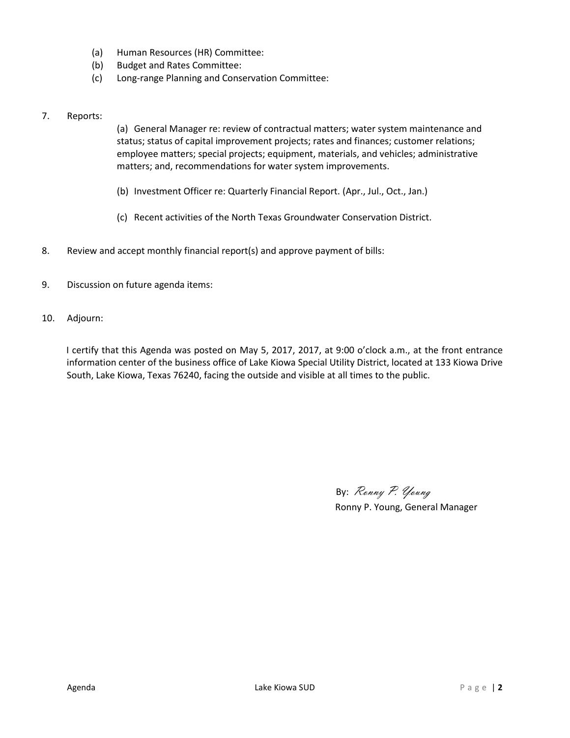(a) Human Resources (HR) Committee:
(b) Budget and Rates Committee:
(c) Long-range Planning and Conservation Committee:

7. Reports:

   (a) General Manager re: review of contractual matters; water system maintenance and status; status of capital improvement projects; rates and finances; customer relations; employee matters; special projects; equipment, materials, and vehicles; administrative matters; and, recommendations for water system improvements.

   (b) Investment Officer re: Quarterly Financial Report. (Apr., Jul., Oct., Jan.)

   (c) Recent activities of the North Texas Groundwater Conservation District.

8. Review and accept monthly financial report(s) and approve payment of bills:

9. Discussion on future agenda items:

10. Adjourn:

I certify that this Agenda was posted on May 5, 2017, 2017, at 9:00 o'clock a.m., at the front entrance information center of the business office of Lake Kiowa Special Utility District, located at 133 Kiowa Drive South, Lake Kiowa, Texas 76240, facing the outside and visible at all times to the public.

By: *Ronny P. Young*
Ronny P. Young, General Manager